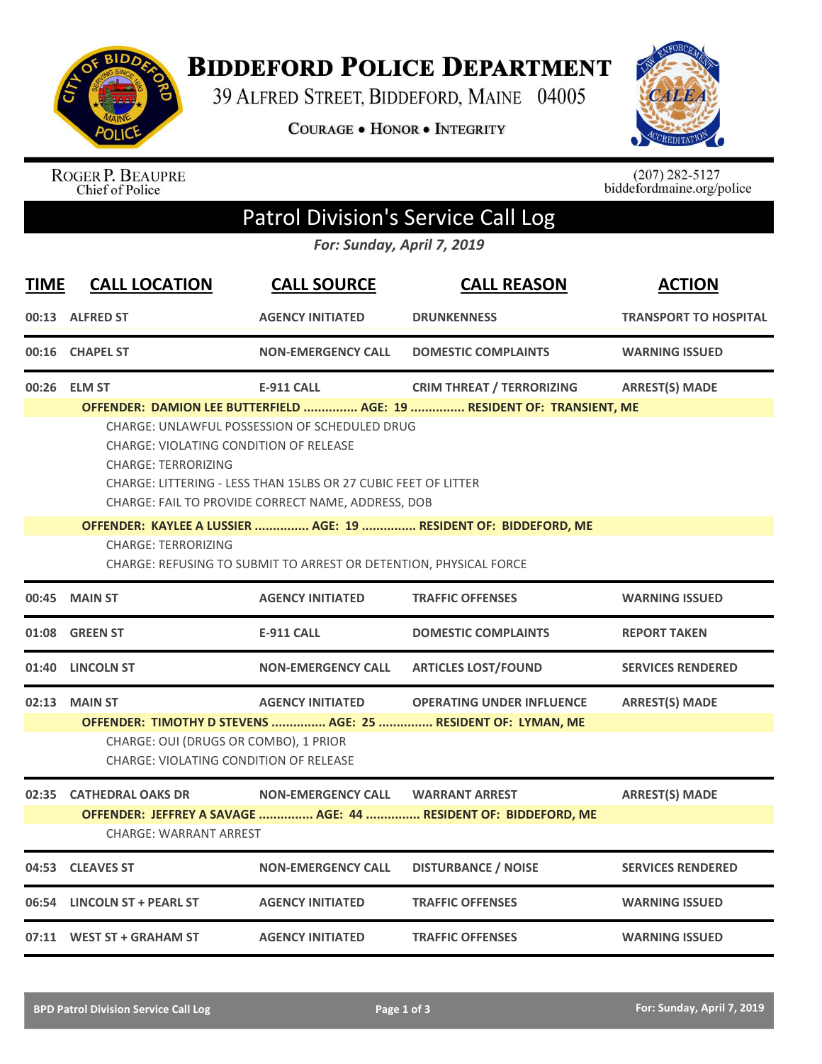# Biddeford Police Department

39 Alfred Street, Biddeford, Maine 04005

Courage • Honor • Integrity

Roger P. Beaupre
Chief of Police

(207) 282-5127
biddefordmaine.org/police

## Patrol Division's Service Call Log

*For: Sunday, April 7, 2019*

| TIME | CALL LOCATION | CALL SOURCE | CALL REASON | ACTION |
|---|---|---|---|---|
| 00:13 | ALFRED ST | AGENCY INITIATED | DRUNKENNESS | TRANSPORT TO HOSPITAL |
| 00:16 | CHAPEL ST | NON-EMERGENCY CALL | DOMESTIC COMPLAINTS | WARNING ISSUED |
| 00:26 | ELM ST | E-911 CALL | CRIM THREAT / TERRORIZING | ARREST(S) MADE |

**OFFENDER: DAMION LEE BUTTERFIELD ............... AGE: 19 ............... RESIDENT OF: TRANSIENT, ME**

CHARGE: UNLAWFUL POSSESSION OF SCHEDULED DRUG
CHARGE: VIOLATING CONDITION OF RELEASE
CHARGE: TERRORIZING
CHARGE: LITTERING - LESS THAN 15LBS OR 27 CUBIC FEET OF LITTER
CHARGE: FAIL TO PROVIDE CORRECT NAME, ADDRESS, DOB

**OFFENDER: KAYLEE A LUSSIER ............... AGE: 19 ............... RESIDENT OF: BIDDEFORD, ME**

CHARGE: TERRORIZING
CHARGE: REFUSING TO SUBMIT TO ARREST OR DETENTION, PHYSICAL FORCE

| TIME | CALL LOCATION | CALL SOURCE | CALL REASON | ACTION |
|---|---|---|---|---|
| 00:45 | MAIN ST | AGENCY INITIATED | TRAFFIC OFFENSES | WARNING ISSUED |
| 01:08 | GREEN ST | E-911 CALL | DOMESTIC COMPLAINTS | REPORT TAKEN |
| 01:40 | LINCOLN ST | NON-EMERGENCY CALL | ARTICLES LOST/FOUND | SERVICES RENDERED |
| 02:13 | MAIN ST | AGENCY INITIATED | OPERATING UNDER INFLUENCE | ARREST(S) MADE |

**OFFENDER: TIMOTHY D STEVENS ............... AGE: 25 ............... RESIDENT OF: LYMAN, ME**

CHARGE: OUI (DRUGS OR COMBO), 1 PRIOR
CHARGE: VIOLATING CONDITION OF RELEASE

| TIME | CALL LOCATION | CALL SOURCE | CALL REASON | ACTION |
|---|---|---|---|---|
| 02:35 | CATHEDRAL OAKS DR | NON-EMERGENCY CALL | WARRANT ARREST | ARREST(S) MADE |

**OFFENDER: JEFFREY A SAVAGE ............... AGE: 44 ............... RESIDENT OF: BIDDEFORD, ME**

CHARGE: WARRANT ARREST

| TIME | CALL LOCATION | CALL SOURCE | CALL REASON | ACTION |
|---|---|---|---|---|
| 04:53 | CLEAVES ST | NON-EMERGENCY CALL | DISTURBANCE / NOISE | SERVICES RENDERED |
| 06:54 | LINCOLN ST + PEARL ST | AGENCY INITIATED | TRAFFIC OFFENSES | WARNING ISSUED |
| 07:11 | WEST ST + GRAHAM ST | AGENCY INITIATED | TRAFFIC OFFENSES | WARNING ISSUED |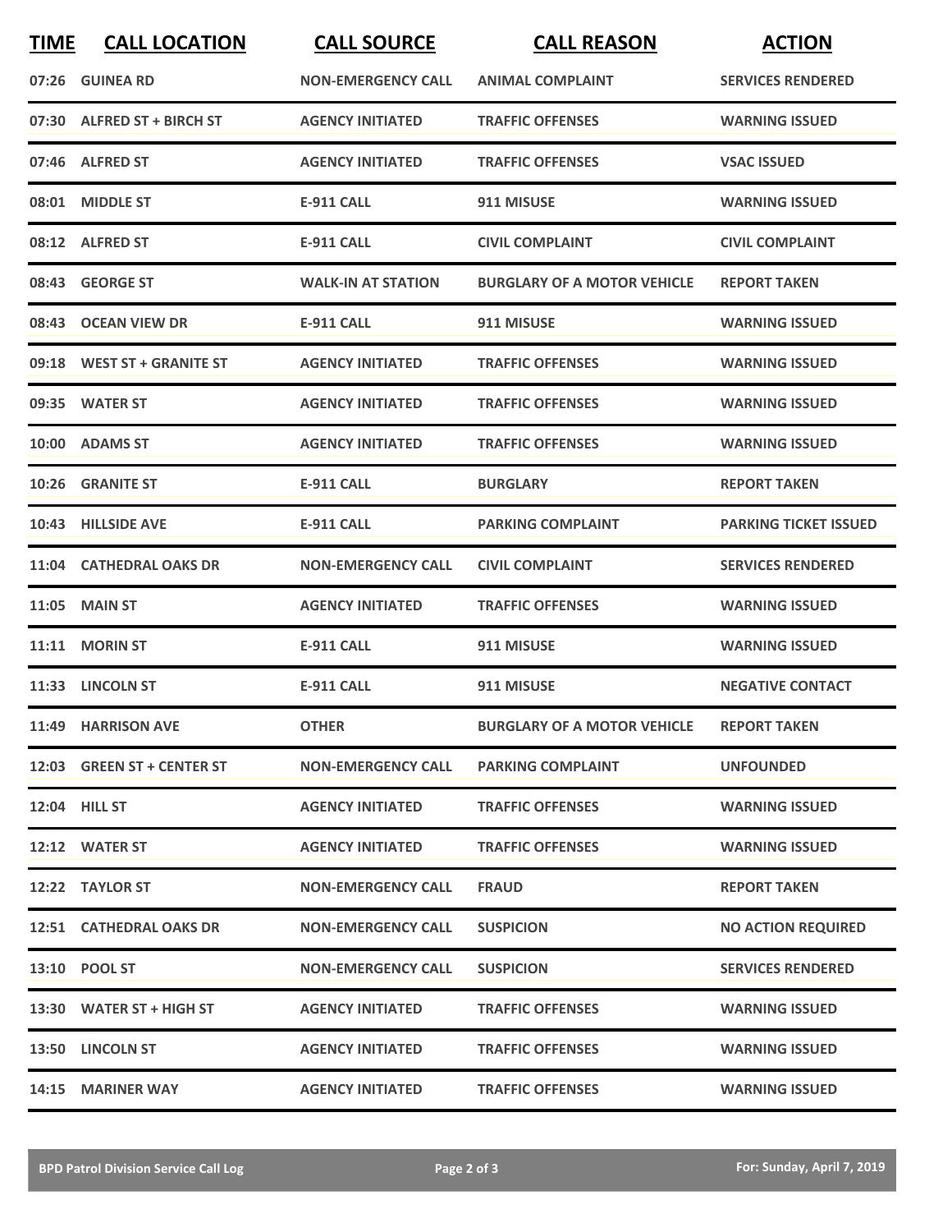| TIME | CALL LOCATION | CALL SOURCE | CALL REASON | ACTION |
|---|---|---|---|---|
| 07:26 | GUINEA RD | NON-EMERGENCY CALL | ANIMAL COMPLAINT | SERVICES RENDERED |
| 07:30 | ALFRED ST + BIRCH ST | AGENCY INITIATED | TRAFFIC OFFENSES | WARNING ISSUED |
| 07:46 | ALFRED ST | AGENCY INITIATED | TRAFFIC OFFENSES | VSAC ISSUED |
| 08:01 | MIDDLE ST | E-911 CALL | 911 MISUSE | WARNING ISSUED |
| 08:12 | ALFRED ST | E-911 CALL | CIVIL COMPLAINT | CIVIL COMPLAINT |
| 08:43 | GEORGE ST | WALK-IN AT STATION | BURGLARY OF A MOTOR VEHICLE | REPORT TAKEN |
| 08:43 | OCEAN VIEW DR | E-911 CALL | 911 MISUSE | WARNING ISSUED |
| 09:18 | WEST ST + GRANITE ST | AGENCY INITIATED | TRAFFIC OFFENSES | WARNING ISSUED |
| 09:35 | WATER ST | AGENCY INITIATED | TRAFFIC OFFENSES | WARNING ISSUED |
| 10:00 | ADAMS ST | AGENCY INITIATED | TRAFFIC OFFENSES | WARNING ISSUED |
| 10:26 | GRANITE ST | E-911 CALL | BURGLARY | REPORT TAKEN |
| 10:43 | HILLSIDE AVE | E-911 CALL | PARKING COMPLAINT | PARKING TICKET ISSUED |
| 11:04 | CATHEDRAL OAKS DR | NON-EMERGENCY CALL | CIVIL COMPLAINT | SERVICES RENDERED |
| 11:05 | MAIN ST | AGENCY INITIATED | TRAFFIC OFFENSES | WARNING ISSUED |
| 11:11 | MORIN ST | E-911 CALL | 911 MISUSE | WARNING ISSUED |
| 11:33 | LINCOLN ST | E-911 CALL | 911 MISUSE | NEGATIVE CONTACT |
| 11:49 | HARRISON AVE | OTHER | BURGLARY OF A MOTOR VEHICLE | REPORT TAKEN |
| 12:03 | GREEN ST + CENTER ST | NON-EMERGENCY CALL | PARKING COMPLAINT | UNFOUNDED |
| 12:04 | HILL ST | AGENCY INITIATED | TRAFFIC OFFENSES | WARNING ISSUED |
| 12:12 | WATER ST | AGENCY INITIATED | TRAFFIC OFFENSES | WARNING ISSUED |
| 12:22 | TAYLOR ST | NON-EMERGENCY CALL | FRAUD | REPORT TAKEN |
| 12:51 | CATHEDRAL OAKS DR | NON-EMERGENCY CALL | SUSPICION | NO ACTION REQUIRED |
| 13:10 | POOL ST | NON-EMERGENCY CALL | SUSPICION | SERVICES RENDERED |
| 13:30 | WATER ST + HIGH ST | AGENCY INITIATED | TRAFFIC OFFENSES | WARNING ISSUED |
| 13:50 | LINCOLN ST | AGENCY INITIATED | TRAFFIC OFFENSES | WARNING ISSUED |
| 14:15 | MARINER WAY | AGENCY INITIATED | TRAFFIC OFFENSES | WARNING ISSUED |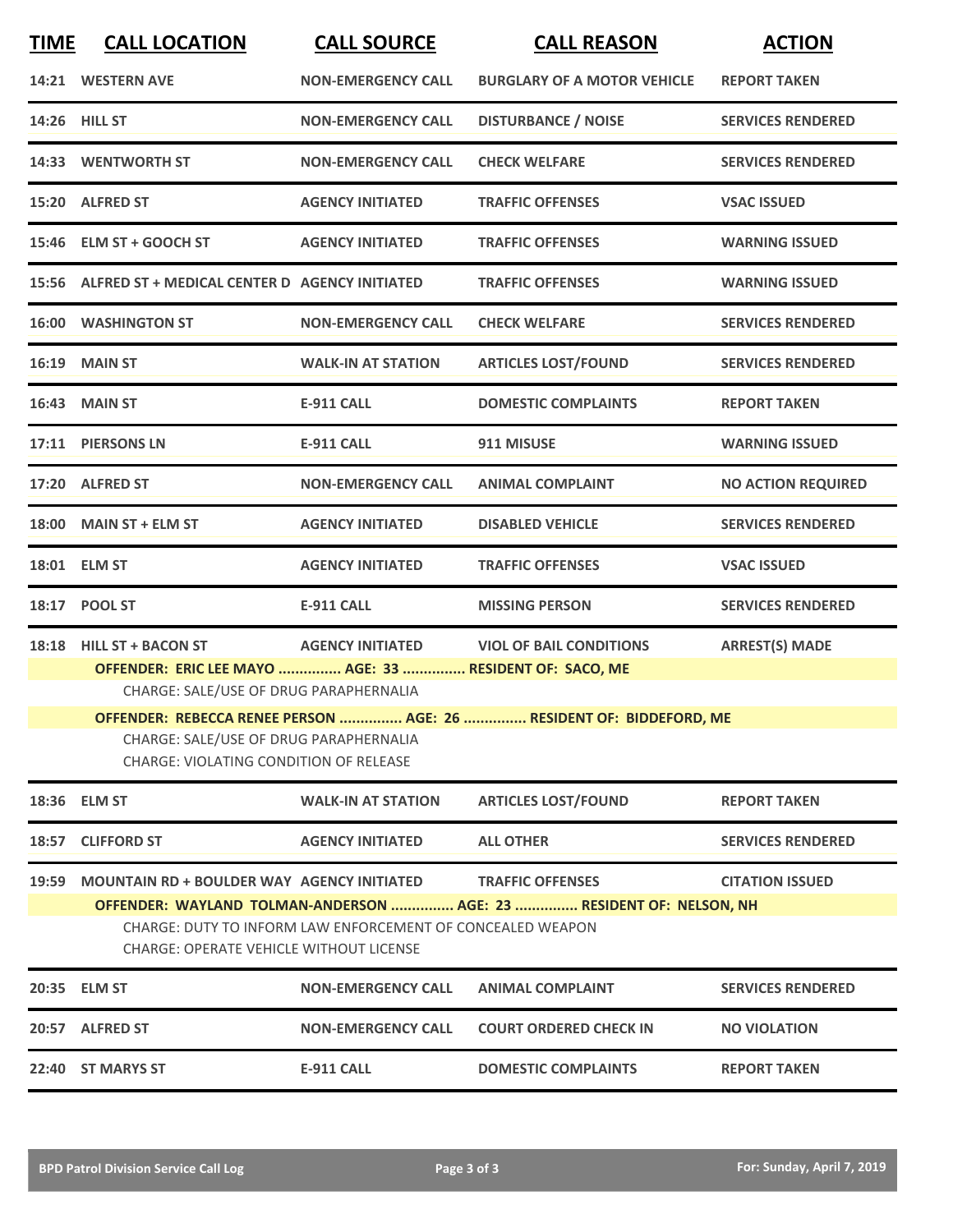| TIME | CALL LOCATION | CALL SOURCE | CALL REASON | ACTION |
|---|---|---|---|---|
| 14:21 | WESTERN AVE | NON-EMERGENCY CALL | BURGLARY OF A MOTOR VEHICLE | REPORT TAKEN |
| 14:26 | HILL ST | NON-EMERGENCY CALL | DISTURBANCE / NOISE | SERVICES RENDERED |
| 14:33 | WENTWORTH ST | NON-EMERGENCY CALL | CHECK WELFARE | SERVICES RENDERED |
| 15:20 | ALFRED ST | AGENCY INITIATED | TRAFFIC OFFENSES | VSAC ISSUED |
| 15:46 | ELM ST + GOOCH ST | AGENCY INITIATED | TRAFFIC OFFENSES | WARNING ISSUED |
| 15:56 | ALFRED ST + MEDICAL CENTER D | AGENCY INITIATED | TRAFFIC OFFENSES | WARNING ISSUED |
| 16:00 | WASHINGTON ST | NON-EMERGENCY CALL | CHECK WELFARE | SERVICES RENDERED |
| 16:19 | MAIN ST | WALK-IN AT STATION | ARTICLES LOST/FOUND | SERVICES RENDERED |
| 16:43 | MAIN ST | E-911 CALL | DOMESTIC COMPLAINTS | REPORT TAKEN |
| 17:11 | PIERSONS LN | E-911 CALL | 911 MISUSE | WARNING ISSUED |
| 17:20 | ALFRED ST | NON-EMERGENCY CALL | ANIMAL COMPLAINT | NO ACTION REQUIRED |
| 18:00 | MAIN ST + ELM ST | AGENCY INITIATED | DISABLED VEHICLE | SERVICES RENDERED |
| 18:01 | ELM ST | AGENCY INITIATED | TRAFFIC OFFENSES | VSAC ISSUED |
| 18:17 | POOL ST | E-911 CALL | MISSING PERSON | SERVICES RENDERED |
| 18:18 | HILL ST + BACON ST | AGENCY INITIATED | VIOL OF BAIL CONDITIONS | ARREST(S) MADE |

**OFFENDER: ERIC LEE MAYO ............... AGE: 33 ............... RESIDENT OF: SACO, ME**

CHARGE: SALE/USE OF DRUG PARAPHERNALIA

**OFFENDER: REBECCA RENEE PERSON ............... AGE: 26 ............... RESIDENT OF: BIDDEFORD, ME**

CHARGE: SALE/USE OF DRUG PARAPHERNALIA
CHARGE: VIOLATING CONDITION OF RELEASE

| TIME | CALL LOCATION | CALL SOURCE | CALL REASON | ACTION |
|---|---|---|---|---|
| 18:36 | ELM ST | WALK-IN AT STATION | ARTICLES LOST/FOUND | REPORT TAKEN |
| 18:57 | CLIFFORD ST | AGENCY INITIATED | ALL OTHER | SERVICES RENDERED |
| 19:59 | MOUNTAIN RD + BOULDER WAY | AGENCY INITIATED | TRAFFIC OFFENSES | CITATION ISSUED |

**OFFENDER: WAYLAND TOLMAN-ANDERSON ............... AGE: 23 ............... RESIDENT OF: NELSON, NH**

CHARGE: DUTY TO INFORM LAW ENFORCEMENT OF CONCEALED WEAPON
CHARGE: OPERATE VEHICLE WITHOUT LICENSE

| TIME | CALL LOCATION | CALL SOURCE | CALL REASON | ACTION |
|---|---|---|---|---|
| 20:35 | ELM ST | NON-EMERGENCY CALL | ANIMAL COMPLAINT | SERVICES RENDERED |
| 20:57 | ALFRED ST | NON-EMERGENCY CALL | COURT ORDERED CHECK IN | NO VIOLATION |
| 22:40 | ST MARYS ST | E-911 CALL | DOMESTIC COMPLAINTS | REPORT TAKEN |